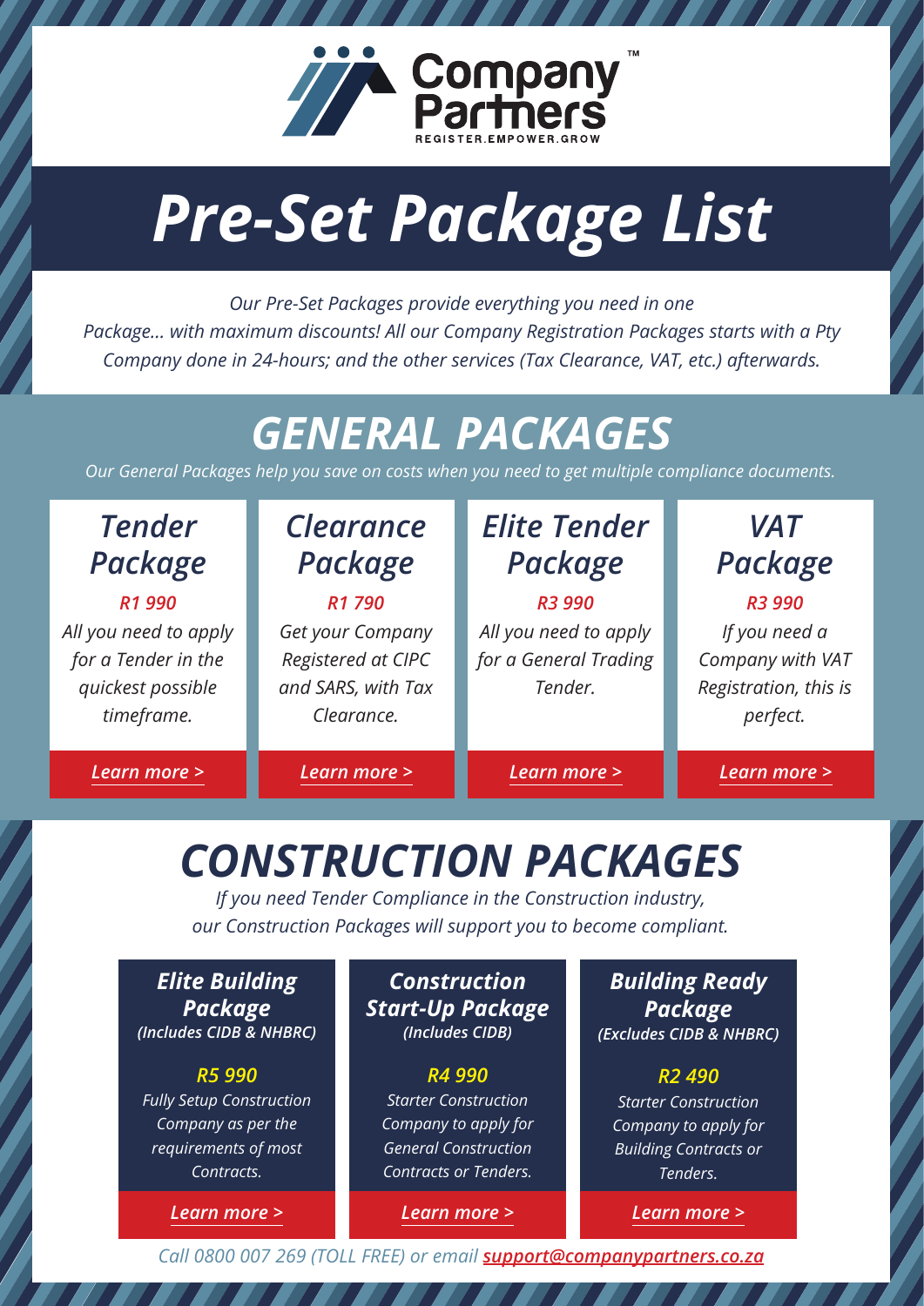Company Partners™

REGISTER.EMPOWER.GROW

# *Pre-Set Package List*

*Our Pre-Set Packages provide everything you need in one Package... with maximum discounts! All our Company Registration Packages starts with a Pty Company done in 24-hours; and the other services (Tax Clearance, VAT, etc.) afterwards.*

## *GENERAL PACKAGES*

*Our General Packages help you save on costs when you need to get multiple compliance documents.*

### *Tender Package*

***R1 990***

*All you need to apply for a Tender in the quickest possible timeframe.*

*Learn more >*

### *Clearance Package*

***R1 790***

*Get your Company Registered at CIPC and SARS, with Tax Clearance.*

*Learn more >*

### *Elite Tender Package*

***R3 990***

*All you need to apply for a General Trading Tender.*

*Learn more >*

### *VAT Package*

***R3 990***

*If you need a Company with VAT Registration, this is perfect.*

*Learn more >*

## *CONSTRUCTION PACKAGES*

*If you need Tender Compliance in the Construction industry, our Construction Packages will support you to become compliant.*

### *Elite Building Package*

***(Includes CIDB & NHBRC)***

***R5 990***

*Fully Setup Construction Company as per the requirements of most Contracts.*

*Learn more >*

### *Construction Start-Up Package*

***(Includes CIDB)***

***R4 990***

*Starter Construction Company to apply for General Construction Contracts or Tenders.*

*Learn more >*

### *Building Ready Package*

***(Excludes CIDB & NHBRC)***

***R2 490***

*Starter Construction Company to apply for Building Contracts or Tenders.*

*Learn more >*

*Call 0800 007 269 (TOLL FREE) or email **support@companypartners.co.za***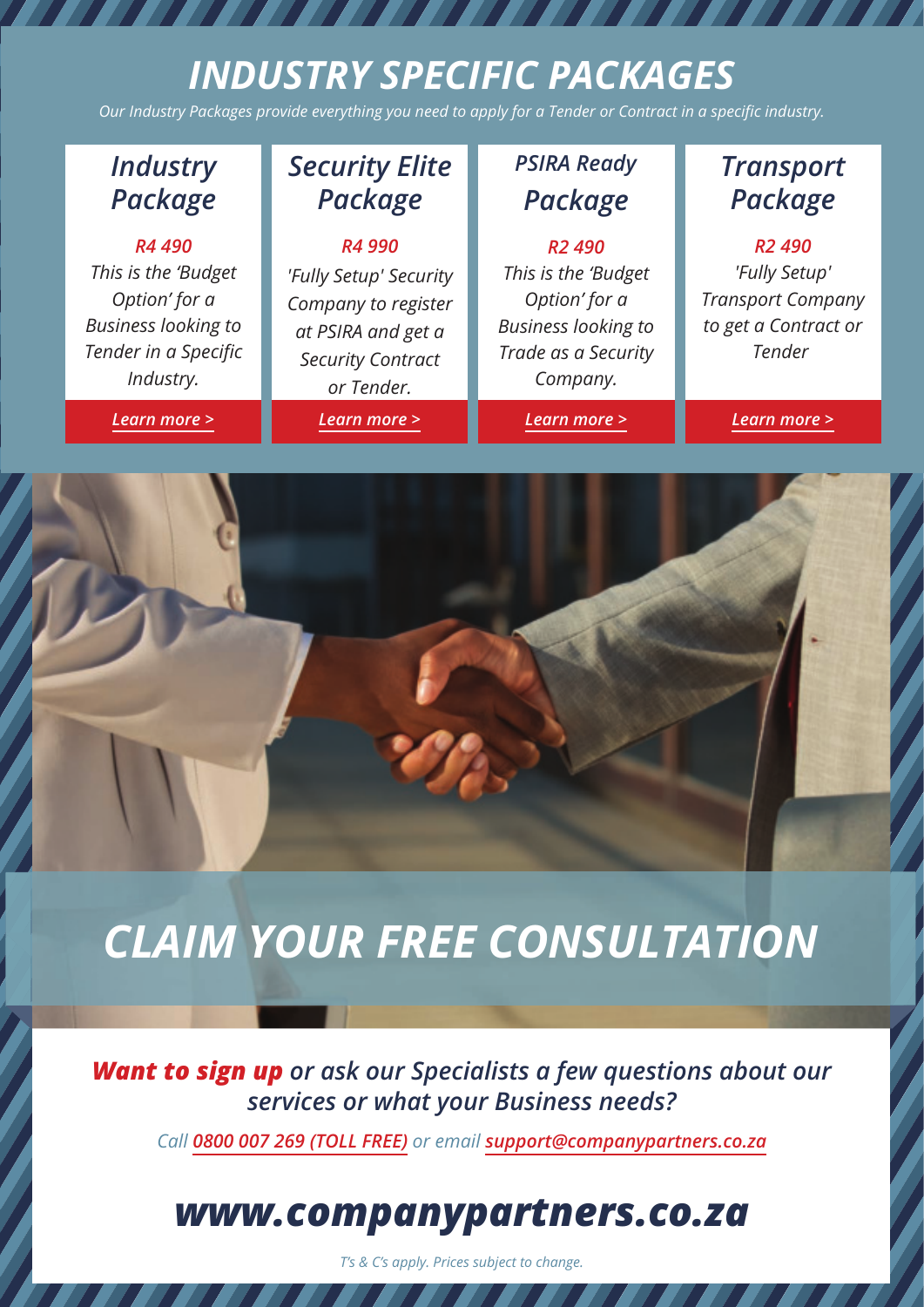# INDUSTRY SPECIFIC PACKAGES

*Our Industry Packages provide everything you need to apply for a Tender or Contract in a specific industry.*

## *Industry Package*

***R4 490***

*This is the 'Budget Option' for a Business looking to Tender in a Specific Industry.*

*Learn more >*

## *Security Elite Package*

***R4 990***

*'Fully Setup' Security Company to register at PSIRA and get a Security Contract or Tender.*

*Learn more >*

## *PSIRA Ready Package*

***R2 490***

*This is the 'Budget Option' for a Business looking to Trade as a Security Company.*

*Learn more >*

## *Transport Package*

***R2 490***

*'Fully Setup' Transport Company to get a Contract or Tender*

*Learn more >*

# *CLAIM YOUR FREE CONSULTATION*

***Want to sign up** or ask our Specialists a few questions about our services or what your Business needs?*

*Call **0800 007 269 (TOLL FREE)** or email **support@companypartners.co.za***

## ***www.companypartners.co.za***

*T's & C's apply. Prices subject to change.*